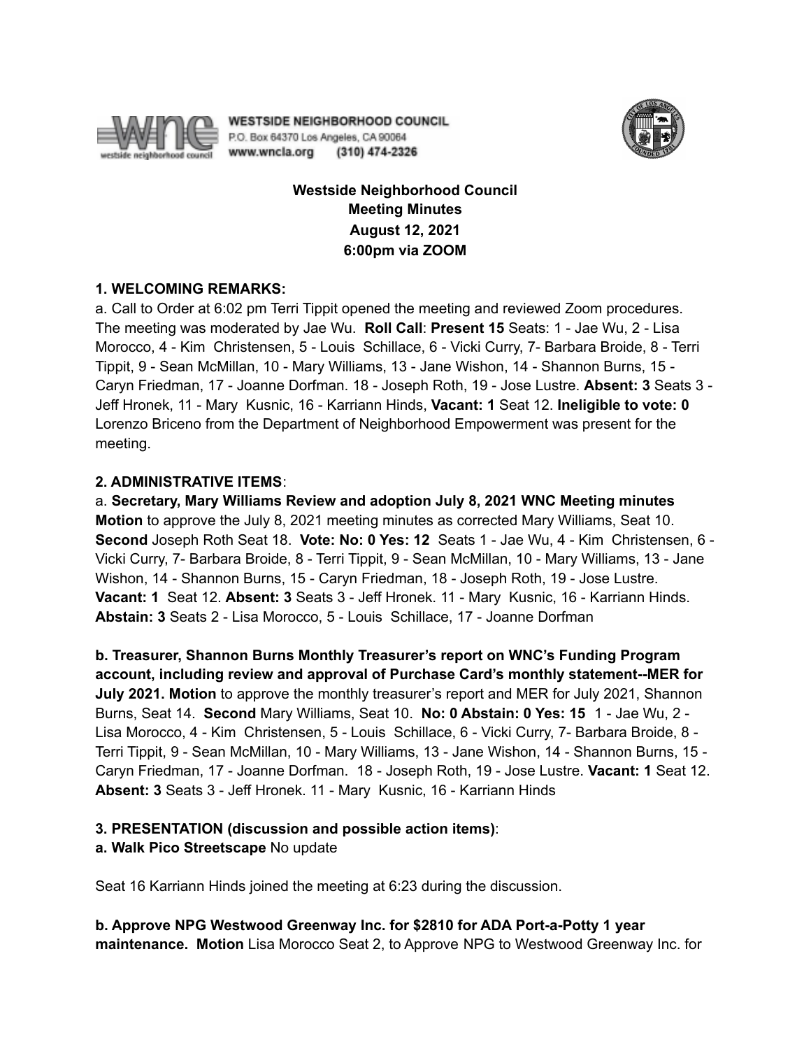WESTSIDE NEIGHBORHOOD COUNCIL
P.O. Box 64370 Los Angeles, CA 90064
www.wncla.org (310) 474-2326

**Westside Neighborhood Council**
**Meeting Minutes**
**August 12, 2021**
**6:00pm via ZOOM**

**1. WELCOMING REMARKS:**

a. Call to Order at 6:02 pm Terri Tippit opened the meeting and reviewed Zoom procedures. The meeting was moderated by Jae Wu. **Roll Call**: **Present 15** Seats: 1 - Jae Wu, 2 - Lisa Morocco, 4 - Kim Christensen, 5 - Louis Schillace, 6 - Vicki Curry, 7- Barbara Broide, 8 - Terri Tippit, 9 - Sean McMillan, 10 - Mary Williams, 13 - Jane Wishon, 14 - Shannon Burns, 15 - Caryn Friedman, 17 - Joanne Dorfman. 18 - Joseph Roth, 19 - Jose Lustre. **Absent: 3** Seats 3 - Jeff Hronek, 11 - Mary Kusnic, 16 - Karriann Hinds, **Vacant: 1** Seat 12. **Ineligible to vote: 0** Lorenzo Briceno from the Department of Neighborhood Empowerment was present for the meeting.

**2. ADMINISTRATIVE ITEMS**:

a. **Secretary, Mary Williams Review and adoption July 8, 2021 WNC Meeting minutes Motion** to approve the July 8, 2021 meeting minutes as corrected Mary Williams, Seat 10. **Second** Joseph Roth Seat 18. **Vote: No: 0 Yes: 12** Seats 1 - Jae Wu, 4 - Kim Christensen, 6 - Vicki Curry, 7- Barbara Broide, 8 - Terri Tippit, 9 - Sean McMillan, 10 - Mary Williams, 13 - Jane Wishon, 14 - Shannon Burns, 15 - Caryn Friedman, 18 - Joseph Roth, 19 - Jose Lustre. **Vacant: 1** Seat 12. **Absent: 3** Seats 3 - Jeff Hronek. 11 - Mary Kusnic, 16 - Karriann Hinds. **Abstain: 3** Seats 2 - Lisa Morocco, 5 - Louis Schillace, 17 - Joanne Dorfman

**b. Treasurer, Shannon Burns Monthly Treasurer's report on WNC's Funding Program account, including review and approval of Purchase Card's monthly statement--MER for July 2021. Motion** to approve the monthly treasurer's report and MER for July 2021, Shannon Burns, Seat 14. **Second** Mary Williams, Seat 10. **No: 0 Abstain: 0 Yes: 15** 1 - Jae Wu, 2 - Lisa Morocco, 4 - Kim Christensen, 5 - Louis Schillace, 6 - Vicki Curry, 7- Barbara Broide, 8 - Terri Tippit, 9 - Sean McMillan, 10 - Mary Williams, 13 - Jane Wishon, 14 - Shannon Burns, 15 - Caryn Friedman, 17 - Joanne Dorfman. 18 - Joseph Roth, 19 - Jose Lustre. **Vacant: 1** Seat 12. **Absent: 3** Seats 3 - Jeff Hronek. 11 - Mary Kusnic, 16 - Karriann Hinds

**3. PRESENTATION (discussion and possible action items)**:

**a. Walk Pico Streetscape** No update

Seat 16 Karriann Hinds joined the meeting at 6:23 during the discussion.

**b. Approve NPG Westwood Greenway Inc. for $2810 for ADA Port-a-Potty 1 year maintenance. Motion** Lisa Morocco Seat 2, to Approve NPG to Westwood Greenway Inc. for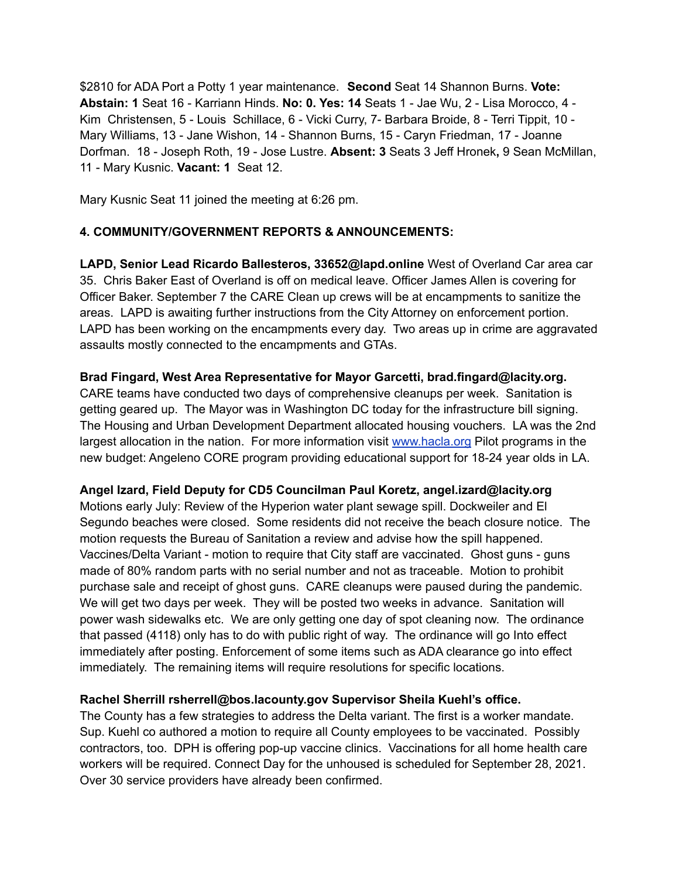$2810 for ADA Port a Potty 1 year maintenance. **Second** Seat 14 Shannon Burns. **Vote: Abstain: 1** Seat 16 - Karriann Hinds. **No: 0. Yes: 14** Seats 1 - Jae Wu, 2 - Lisa Morocco, 4 - Kim Christensen, 5 - Louis Schillace, 6 - Vicki Curry, 7- Barbara Broide, 8 - Terri Tippit, 10 - Mary Williams, 13 - Jane Wishon, 14 - Shannon Burns, 15 - Caryn Friedman, 17 - Joanne Dorfman. 18 - Joseph Roth, 19 - Jose Lustre. **Absent: 3** Seats 3 Jeff Hronek**,** 9 Sean McMillan, 11 - Mary Kusnic. **Vacant: 1** Seat 12.

Mary Kusnic Seat 11 joined the meeting at 6:26 pm.

**4. COMMUNITY/GOVERNMENT REPORTS & ANNOUNCEMENTS:**

**LAPD, Senior Lead Ricardo Ballesteros, 33652@lapd.online** West of Overland Car area car 35. Chris Baker East of Overland is off on medical leave. Officer James Allen is covering for Officer Baker. September 7 the CARE Clean up crews will be at encampments to sanitize the areas. LAPD is awaiting further instructions from the City Attorney on enforcement portion. LAPD has been working on the encampments every day. Two areas up in crime are aggravated assaults mostly connected to the encampments and GTAs.

**Brad Fingard, West Area Representative for Mayor Garcetti, brad.fingard@lacity.org.** CARE teams have conducted two days of comprehensive cleanups per week. Sanitation is getting geared up. The Mayor was in Washington DC today for the infrastructure bill signing. The Housing and Urban Development Department allocated housing vouchers. LA was the 2nd largest allocation in the nation. For more information visit [www.hacla.org](http://www.hacla.org) Pilot programs in the new budget: Angeleno CORE program providing educational support for 18-24 year olds in LA.

**Angel Izard, Field Deputy for CD5 Councilman Paul Koretz, angel.izard@lacity.org** Motions early July: Review of the Hyperion water plant sewage spill. Dockweiler and El Segundo beaches were closed. Some residents did not receive the beach closure notice. The motion requests the Bureau of Sanitation a review and advise how the spill happened. Vaccines/Delta Variant - motion to require that City staff are vaccinated. Ghost guns - guns made of 80% random parts with no serial number and not as traceable. Motion to prohibit purchase sale and receipt of ghost guns. CARE cleanups were paused during the pandemic. We will get two days per week. They will be posted two weeks in advance. Sanitation will power wash sidewalks etc. We are only getting one day of spot cleaning now. The ordinance that passed (4118) only has to do with public right of way. The ordinance will go Into effect immediately after posting. Enforcement of some items such as ADA clearance go into effect immediately. The remaining items will require resolutions for specific locations.

**Rachel Sherrill rsherrell@bos.lacounty.gov Supervisor Sheila Kuehl's office.** The County has a few strategies to address the Delta variant. The first is a worker mandate. Sup. Kuehl co authored a motion to require all County employees to be vaccinated. Possibly contractors, too. DPH is offering pop-up vaccine clinics. Vaccinations for all home health care workers will be required. Connect Day for the unhoused is scheduled for September 28, 2021. Over 30 service providers have already been confirmed.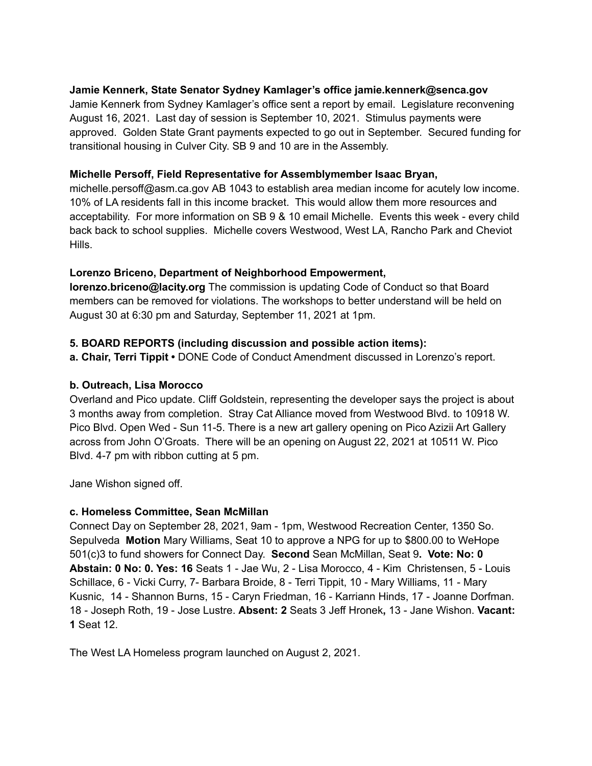**Jamie Kennerk, State Senator Sydney Kamlager's office jamie.kennerk@senca.gov**
Jamie Kennerk from Sydney Kamlager's office sent a report by email. Legislature reconvening August 16, 2021. Last day of session is September 10, 2021. Stimulus payments were approved. Golden State Grant payments expected to go out in September. Secured funding for transitional housing in Culver City. SB 9 and 10 are in the Assembly.

**Michelle Persoff, Field Representative for Assemblymember Isaac Bryan,**
michelle.persoff@asm.ca.gov AB 1043 to establish area median income for acutely low income. 10% of LA residents fall in this income bracket. This would allow them more resources and acceptability. For more information on SB 9 & 10 email Michelle. Events this week - every child back back to school supplies. Michelle covers Westwood, West LA, Rancho Park and Cheviot Hills.

**Lorenzo Briceno, Department of Neighborhood Empowerment,**
**lorenzo.briceno@lacity.org** The commission is updating Code of Conduct so that Board members can be removed for violations. The workshops to better understand will be held on August 30 at 6:30 pm and Saturday, September 11, 2021 at 1pm.

**5. BOARD REPORTS (including discussion and possible action items):**
**a. Chair, Terri Tippit •** DONE Code of Conduct Amendment discussed in Lorenzo's report.

**b. Outreach, Lisa Morocco**
Overland and Pico update. Cliff Goldstein, representing the developer says the project is about 3 months away from completion. Stray Cat Alliance moved from Westwood Blvd. to 10918 W. Pico Blvd. Open Wed - Sun 11-5. There is a new art gallery opening on Pico Azizii Art Gallery across from John O'Groats. There will be an opening on August 22, 2021 at 10511 W. Pico Blvd. 4-7 pm with ribbon cutting at 5 pm.

Jane Wishon signed off.

**c. Homeless Committee, Sean McMillan**
Connect Day on September 28, 2021, 9am - 1pm, Westwood Recreation Center, 1350 So. Sepulveda **Motion** Mary Williams, Seat 10 to approve a NPG for up to $800.00 to WeHope 501(c)3 to fund showers for Connect Day. **Second** Sean McMillan, Seat 9**. Vote: No: 0 Abstain: 0 No: 0. Yes: 16** Seats 1 - Jae Wu, 2 - Lisa Morocco, 4 - Kim Christensen, 5 - Louis Schillace, 6 - Vicki Curry, 7- Barbara Broide, 8 - Terri Tippit, 10 - Mary Williams, 11 - Mary Kusnic, 14 - Shannon Burns, 15 - Caryn Friedman, 16 - Karriann Hinds, 17 - Joanne Dorfman. 18 - Joseph Roth, 19 - Jose Lustre. **Absent: 2** Seats 3 Jeff Hronek**,** 13 - Jane Wishon. **Vacant: 1** Seat 12.

The West LA Homeless program launched on August 2, 2021.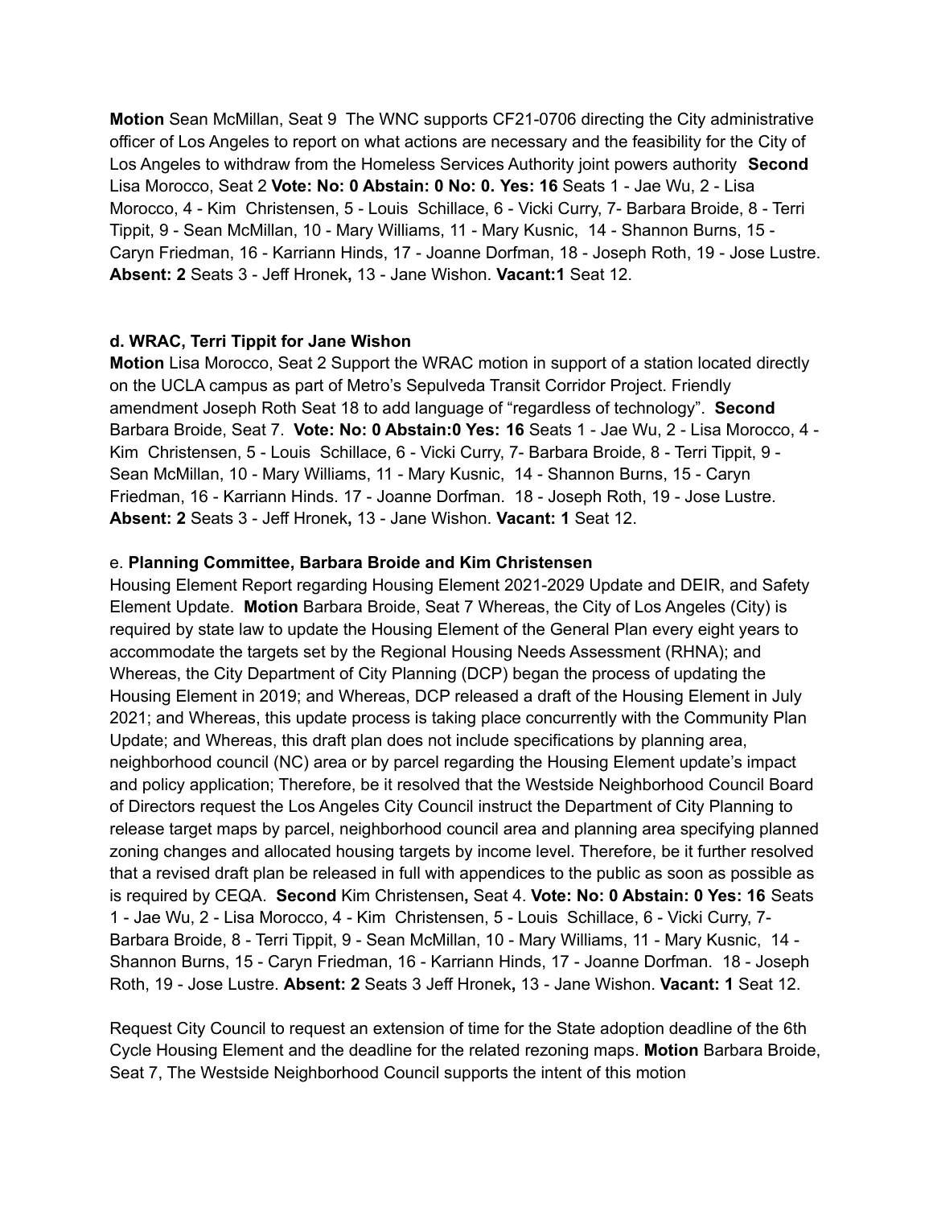**Motion** Sean McMillan, Seat 9 The WNC supports CF21-0706 directing the City administrative officer of Los Angeles to report on what actions are necessary and the feasibility for the City of Los Angeles to withdraw from the Homeless Services Authority joint powers authority **Second** Lisa Morocco, Seat 2 **Vote: No: 0 Abstain: 0 No: 0. Yes: 16** Seats 1 - Jae Wu, 2 - Lisa Morocco, 4 - Kim Christensen, 5 - Louis Schillace, 6 - Vicki Curry, 7- Barbara Broide, 8 - Terri Tippit, 9 - Sean McMillan, 10 - Mary Williams, 11 - Mary Kusnic, 14 - Shannon Burns, 15 - Caryn Friedman, 16 - Karriann Hinds, 17 - Joanne Dorfman, 18 - Joseph Roth, 19 - Jose Lustre. **Absent: 2** Seats 3 - Jeff Hronek**,** 13 - Jane Wishon. **Vacant:1** Seat 12.

**d. WRAC, Terri Tippit for Jane Wishon**

**Motion** Lisa Morocco, Seat 2 Support the WRAC motion in support of a station located directly on the UCLA campus as part of Metro's Sepulveda Transit Corridor Project. Friendly amendment Joseph Roth Seat 18 to add language of "regardless of technology". **Second** Barbara Broide, Seat 7. **Vote: No: 0 Abstain:0 Yes: 16** Seats 1 - Jae Wu, 2 - Lisa Morocco, 4 - Kim Christensen, 5 - Louis Schillace, 6 - Vicki Curry, 7- Barbara Broide, 8 - Terri Tippit, 9 - Sean McMillan, 10 - Mary Williams, 11 - Mary Kusnic, 14 - Shannon Burns, 15 - Caryn Friedman, 16 - Karriann Hinds. 17 - Joanne Dorfman. 18 - Joseph Roth, 19 - Jose Lustre. **Absent: 2** Seats 3 - Jeff Hronek**,** 13 - Jane Wishon. **Vacant: 1** Seat 12.

e. **Planning Committee, Barbara Broide and Kim Christensen**

Housing Element Report regarding Housing Element 2021-2029 Update and DEIR, and Safety Element Update. **Motion** Barbara Broide, Seat 7 Whereas, the City of Los Angeles (City) is required by state law to update the Housing Element of the General Plan every eight years to accommodate the targets set by the Regional Housing Needs Assessment (RHNA); and Whereas, the City Department of City Planning (DCP) began the process of updating the Housing Element in 2019; and Whereas, DCP released a draft of the Housing Element in July 2021; and Whereas, this update process is taking place concurrently with the Community Plan Update; and Whereas, this draft plan does not include specifications by planning area, neighborhood council (NC) area or by parcel regarding the Housing Element update's impact and policy application; Therefore, be it resolved that the Westside Neighborhood Council Board of Directors request the Los Angeles City Council instruct the Department of City Planning to release target maps by parcel, neighborhood council area and planning area specifying planned zoning changes and allocated housing targets by income level. Therefore, be it further resolved that a revised draft plan be released in full with appendices to the public as soon as possible as is required by CEQA. **Second** Kim Christensen**,** Seat 4. **Vote: No: 0 Abstain: 0 Yes: 16** Seats 1 - Jae Wu, 2 - Lisa Morocco, 4 - Kim Christensen, 5 - Louis Schillace, 6 - Vicki Curry, 7- Barbara Broide, 8 - Terri Tippit, 9 - Sean McMillan, 10 - Mary Williams, 11 - Mary Kusnic, 14 - Shannon Burns, 15 - Caryn Friedman, 16 - Karriann Hinds, 17 - Joanne Dorfman. 18 - Joseph Roth, 19 - Jose Lustre. **Absent: 2** Seats 3 Jeff Hronek**,** 13 - Jane Wishon. **Vacant: 1** Seat 12.

Request City Council to request an extension of time for the State adoption deadline of the 6th Cycle Housing Element and the deadline for the related rezoning maps. **Motion** Barbara Broide, Seat 7, The Westside Neighborhood Council supports the intent of this motion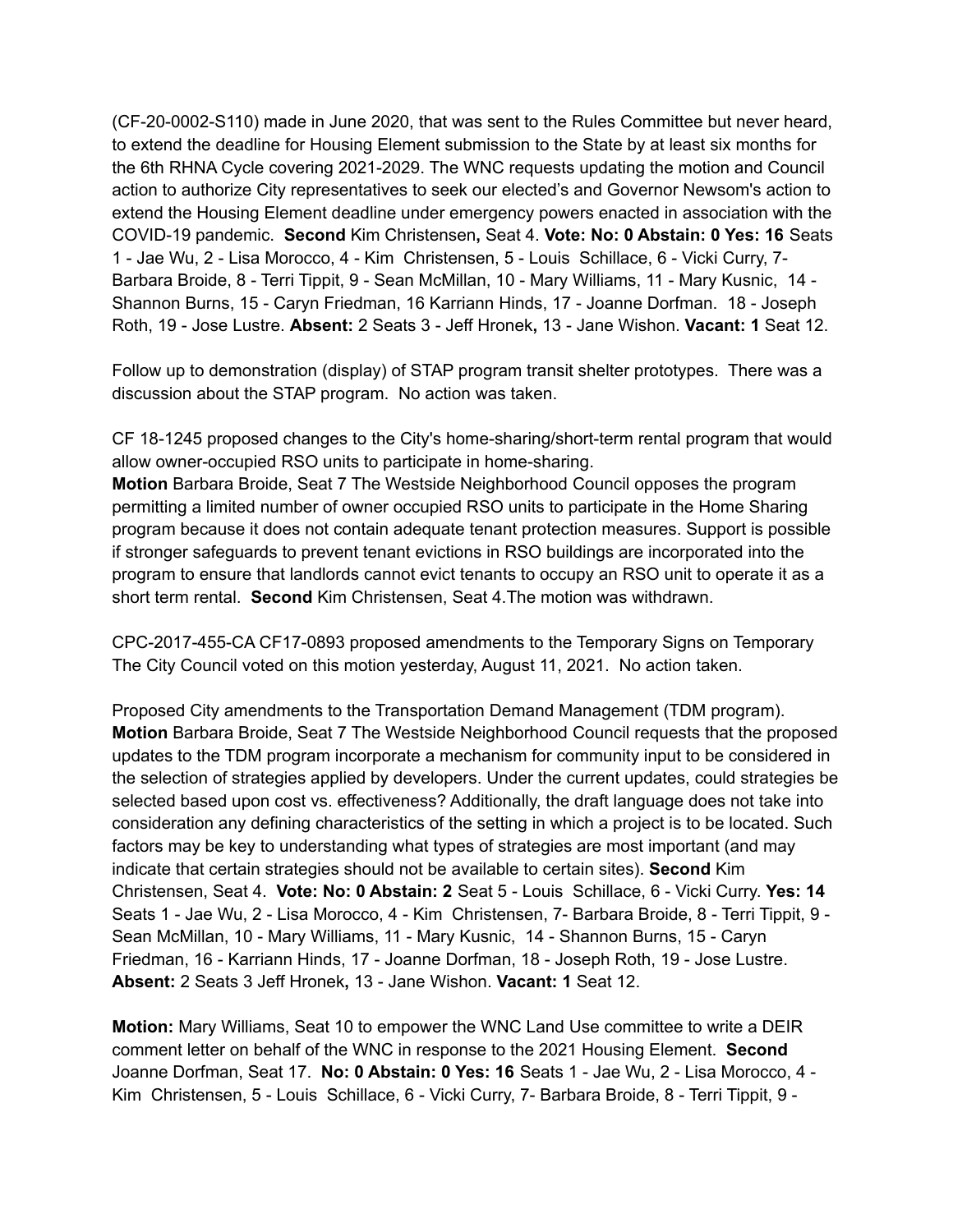(CF-20-0002-S110) made in June 2020, that was sent to the Rules Committee but never heard, to extend the deadline for Housing Element submission to the State by at least six months for the 6th RHNA Cycle covering 2021-2029. The WNC requests updating the motion and Council action to authorize City representatives to seek our elected's and Governor Newsom's action to extend the Housing Element deadline under emergency powers enacted in association with the COVID-19 pandemic. **Second** Kim Christensen**,** Seat 4. **Vote: No: 0 Abstain: 0 Yes: 16** Seats 1 - Jae Wu, 2 - Lisa Morocco, 4 - Kim Christensen, 5 - Louis Schillace, 6 - Vicki Curry, 7- Barbara Broide, 8 - Terri Tippit, 9 - Sean McMillan, 10 - Mary Williams, 11 - Mary Kusnic, 14 - Shannon Burns, 15 - Caryn Friedman, 16 Karriann Hinds, 17 - Joanne Dorfman. 18 - Joseph Roth, 19 - Jose Lustre. **Absent:** 2 Seats 3 - Jeff Hronek**,** 13 - Jane Wishon. **Vacant: 1** Seat 12.

Follow up to demonstration (display) of STAP program transit shelter prototypes. There was a discussion about the STAP program. No action was taken.

CF 18-1245 proposed changes to the City's home-sharing/short-term rental program that would allow owner-occupied RSO units to participate in home-sharing.
**Motion** Barbara Broide, Seat 7 The Westside Neighborhood Council opposes the program permitting a limited number of owner occupied RSO units to participate in the Home Sharing program because it does not contain adequate tenant protection measures. Support is possible if stronger safeguards to prevent tenant evictions in RSO buildings are incorporated into the program to ensure that landlords cannot evict tenants to occupy an RSO unit to operate it as a short term rental. **Second** Kim Christensen, Seat 4.The motion was withdrawn.

CPC-2017-455-CA CF17-0893 proposed amendments to the Temporary Signs on Temporary
The City Council voted on this motion yesterday, August 11, 2021. No action taken.

Proposed City amendments to the Transportation Demand Management (TDM program).
**Motion** Barbara Broide, Seat 7 The Westside Neighborhood Council requests that the proposed updates to the TDM program incorporate a mechanism for community input to be considered in the selection of strategies applied by developers. Under the current updates, could strategies be selected based upon cost vs. effectiveness? Additionally, the draft language does not take into consideration any defining characteristics of the setting in which a project is to be located. Such factors may be key to understanding what types of strategies are most important (and may indicate that certain strategies should not be available to certain sites). **Second** Kim Christensen, Seat 4. **Vote: No: 0 Abstain: 2** Seat 5 - Louis Schillace, 6 - Vicki Curry. **Yes: 14** Seats 1 - Jae Wu, 2 - Lisa Morocco, 4 - Kim Christensen, 7- Barbara Broide, 8 - Terri Tippit, 9 - Sean McMillan, 10 - Mary Williams, 11 - Mary Kusnic, 14 - Shannon Burns, 15 - Caryn Friedman, 16 - Karriann Hinds, 17 - Joanne Dorfman, 18 - Joseph Roth, 19 - Jose Lustre. **Absent:** 2 Seats 3 Jeff Hronek**,** 13 - Jane Wishon. **Vacant: 1** Seat 12.

**Motion:** Mary Williams, Seat 10 to empower the WNC Land Use committee to write a DEIR comment letter on behalf of the WNC in response to the 2021 Housing Element. **Second** Joanne Dorfman, Seat 17. **No: 0 Abstain: 0 Yes: 16** Seats 1 - Jae Wu, 2 - Lisa Morocco, 4 - Kim Christensen, 5 - Louis Schillace, 6 - Vicki Curry, 7- Barbara Broide, 8 - Terri Tippit, 9 -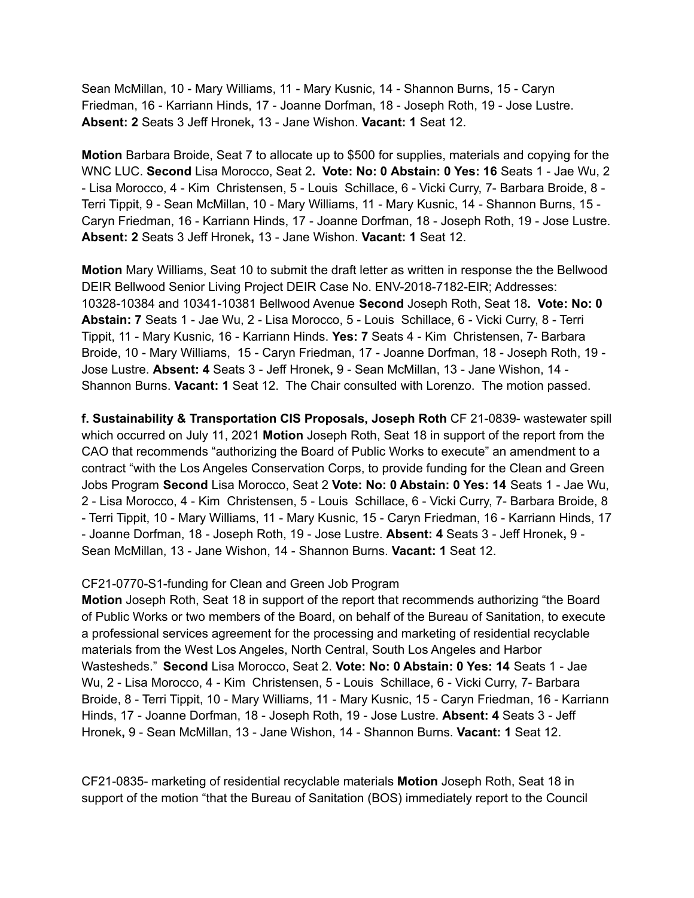Sean McMillan, 10 - Mary Williams, 11 - Mary Kusnic, 14 - Shannon Burns, 15 - Caryn Friedman, 16 - Karriann Hinds, 17 - Joanne Dorfman, 18 - Joseph Roth, 19 - Jose Lustre. **Absent: 2** Seats 3 Jeff Hronek**,** 13 - Jane Wishon. **Vacant: 1** Seat 12.

**Motion** Barbara Broide, Seat 7 to allocate up to $500 for supplies, materials and copying for the WNC LUC. **Second** Lisa Morocco, Seat 2**. Vote: No: 0 Abstain: 0 Yes: 16** Seats 1 - Jae Wu, 2 - Lisa Morocco, 4 - Kim Christensen, 5 - Louis Schillace, 6 - Vicki Curry, 7- Barbara Broide, 8 - Terri Tippit, 9 - Sean McMillan, 10 - Mary Williams, 11 - Mary Kusnic, 14 - Shannon Burns, 15 - Caryn Friedman, 16 - Karriann Hinds, 17 - Joanne Dorfman, 18 - Joseph Roth, 19 - Jose Lustre. **Absent: 2** Seats 3 Jeff Hronek**,** 13 - Jane Wishon. **Vacant: 1** Seat 12.

**Motion** Mary Williams, Seat 10 to submit the draft letter as written in response the the Bellwood DEIR Bellwood Senior Living Project DEIR Case No. ENV-2018-7182-EIR; Addresses: 10328-10384 and 10341-10381 Bellwood Avenue **Second** Joseph Roth, Seat 18**. Vote: No: 0 Abstain: 7** Seats 1 - Jae Wu, 2 - Lisa Morocco, 5 - Louis Schillace, 6 - Vicki Curry, 8 - Terri Tippit, 11 - Mary Kusnic, 16 - Karriann Hinds. **Yes: 7** Seats 4 - Kim Christensen, 7- Barbara Broide, 10 - Mary Williams, 15 - Caryn Friedman, 17 - Joanne Dorfman, 18 - Joseph Roth, 19 - Jose Lustre. **Absent: 4** Seats 3 - Jeff Hronek**,** 9 - Sean McMillan, 13 - Jane Wishon, 14 - Shannon Burns. **Vacant: 1** Seat 12. The Chair consulted with Lorenzo. The motion passed.

**f. Sustainability & Transportation CIS Proposals, Joseph Roth** CF 21-0839- wastewater spill which occurred on July 11, 2021 **Motion** Joseph Roth, Seat 18 in support of the report from the CAO that recommends "authorizing the Board of Public Works to execute" an amendment to a contract "with the Los Angeles Conservation Corps, to provide funding for the Clean and Green Jobs Program **Second** Lisa Morocco, Seat 2 **Vote: No: 0 Abstain: 0 Yes: 14** Seats 1 - Jae Wu, 2 - Lisa Morocco, 4 - Kim Christensen, 5 - Louis Schillace, 6 - Vicki Curry, 7- Barbara Broide, 8 - Terri Tippit, 10 - Mary Williams, 11 - Mary Kusnic, 15 - Caryn Friedman, 16 - Karriann Hinds, 17 - Joanne Dorfman, 18 - Joseph Roth, 19 - Jose Lustre. **Absent: 4** Seats 3 - Jeff Hronek**,** 9 - Sean McMillan, 13 - Jane Wishon, 14 - Shannon Burns. **Vacant: 1** Seat 12.

CF21-0770-S1-funding for Clean and Green Job Program
**Motion** Joseph Roth, Seat 18 in support of the report that recommends authorizing "the Board of Public Works or two members of the Board, on behalf of the Bureau of Sanitation, to execute a professional services agreement for the processing and marketing of residential recyclable materials from the West Los Angeles, North Central, South Los Angeles and Harbor Wastesheds." **Second** Lisa Morocco, Seat 2. **Vote: No: 0 Abstain: 0 Yes: 14** Seats 1 - Jae Wu, 2 - Lisa Morocco, 4 - Kim Christensen, 5 - Louis Schillace, 6 - Vicki Curry, 7- Barbara Broide, 8 - Terri Tippit, 10 - Mary Williams, 11 - Mary Kusnic, 15 - Caryn Friedman, 16 - Karriann Hinds, 17 - Joanne Dorfman, 18 - Joseph Roth, 19 - Jose Lustre. **Absent: 4** Seats 3 - Jeff Hronek**,** 9 - Sean McMillan, 13 - Jane Wishon, 14 - Shannon Burns. **Vacant: 1** Seat 12.

CF21-0835- marketing of residential recyclable materials **Motion** Joseph Roth, Seat 18 in support of the motion "that the Bureau of Sanitation (BOS) immediately report to the Council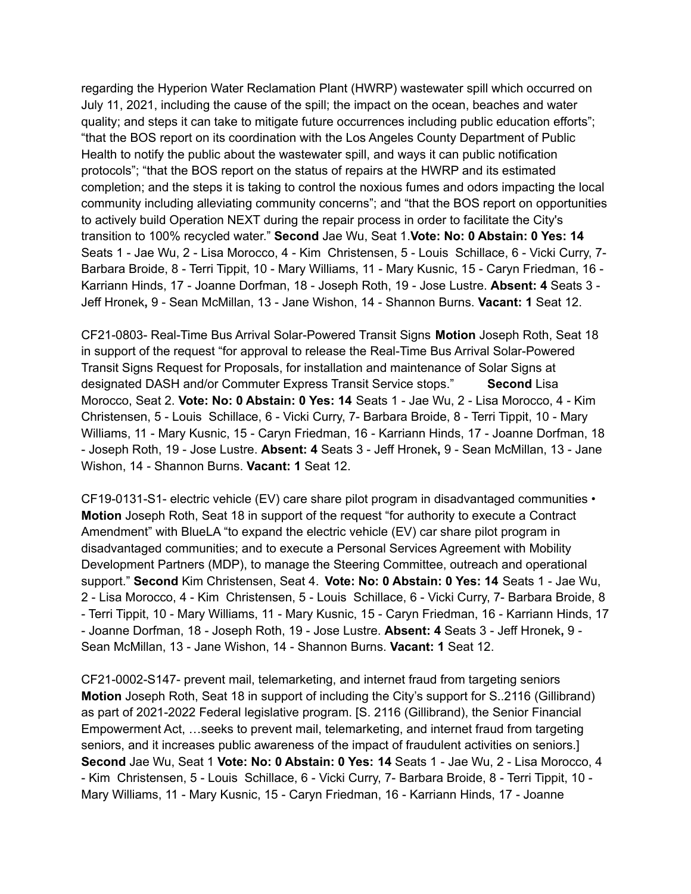regarding the Hyperion Water Reclamation Plant (HWRP) wastewater spill which occurred on July 11, 2021, including the cause of the spill; the impact on the ocean, beaches and water quality; and steps it can take to mitigate future occurrences including public education efforts"; "that the BOS report on its coordination with the Los Angeles County Department of Public Health to notify the public about the wastewater spill, and ways it can public notification protocols"; "that the BOS report on the status of repairs at the HWRP and its estimated completion; and the steps it is taking to control the noxious fumes and odors impacting the local community including alleviating community concerns"; and "that the BOS report on opportunities to actively build Operation NEXT during the repair process in order to facilitate the City's transition to 100% recycled water." **Second** Jae Wu, Seat 1.**Vote: No: 0 Abstain: 0 Yes: 14** Seats 1 - Jae Wu, 2 - Lisa Morocco, 4 - Kim Christensen, 5 - Louis Schillace, 6 - Vicki Curry, 7- Barbara Broide, 8 - Terri Tippit, 10 - Mary Williams, 11 - Mary Kusnic, 15 - Caryn Friedman, 16 - Karriann Hinds, 17 - Joanne Dorfman, 18 - Joseph Roth, 19 - Jose Lustre. **Absent: 4** Seats 3 - Jeff Hronek**,** 9 - Sean McMillan, 13 - Jane Wishon, 14 - Shannon Burns. **Vacant: 1** Seat 12.

CF21-0803- Real-Time Bus Arrival Solar-Powered Transit Signs **Motion** Joseph Roth, Seat 18 in support of the request "for approval to release the Real-Time Bus Arrival Solar-Powered Transit Signs Request for Proposals, for installation and maintenance of Solar Signs at designated DASH and/or Commuter Express Transit Service stops." **Second** Lisa Morocco, Seat 2. **Vote: No: 0 Abstain: 0 Yes: 14** Seats 1 - Jae Wu, 2 - Lisa Morocco, 4 - Kim Christensen, 5 - Louis Schillace, 6 - Vicki Curry, 7- Barbara Broide, 8 - Terri Tippit, 10 - Mary Williams, 11 - Mary Kusnic, 15 - Caryn Friedman, 16 - Karriann Hinds, 17 - Joanne Dorfman, 18 - Joseph Roth, 19 - Jose Lustre. **Absent: 4** Seats 3 - Jeff Hronek**,** 9 - Sean McMillan, 13 - Jane Wishon, 14 - Shannon Burns. **Vacant: 1** Seat 12.

CF19-0131-S1- electric vehicle (EV) care share pilot program in disadvantaged communities • **Motion** Joseph Roth, Seat 18 in support of the request "for authority to execute a Contract Amendment" with BlueLA "to expand the electric vehicle (EV) car share pilot program in disadvantaged communities; and to execute a Personal Services Agreement with Mobility Development Partners (MDP), to manage the Steering Committee, outreach and operational support." **Second** Kim Christensen, Seat 4. **Vote: No: 0 Abstain: 0 Yes: 14** Seats 1 - Jae Wu, 2 - Lisa Morocco, 4 - Kim Christensen, 5 - Louis Schillace, 6 - Vicki Curry, 7- Barbara Broide, 8 - Terri Tippit, 10 - Mary Williams, 11 - Mary Kusnic, 15 - Caryn Friedman, 16 - Karriann Hinds, 17 - Joanne Dorfman, 18 - Joseph Roth, 19 - Jose Lustre. **Absent: 4** Seats 3 - Jeff Hronek**,** 9 - Sean McMillan, 13 - Jane Wishon, 14 - Shannon Burns. **Vacant: 1** Seat 12.

CF21-0002-S147- prevent mail, telemarketing, and internet fraud from targeting seniors **Motion** Joseph Roth, Seat 18 in support of including the City's support for S..2116 (Gillibrand) as part of 2021-2022 Federal legislative program. [S. 2116 (Gillibrand), the Senior Financial Empowerment Act, …seeks to prevent mail, telemarketing, and internet fraud from targeting seniors, and it increases public awareness of the impact of fraudulent activities on seniors.] **Second** Jae Wu, Seat 1 **Vote: No: 0 Abstain: 0 Yes: 14** Seats 1 - Jae Wu, 2 - Lisa Morocco, 4 - Kim Christensen, 5 - Louis Schillace, 6 - Vicki Curry, 7- Barbara Broide, 8 - Terri Tippit, 10 - Mary Williams, 11 - Mary Kusnic, 15 - Caryn Friedman, 16 - Karriann Hinds, 17 - Joanne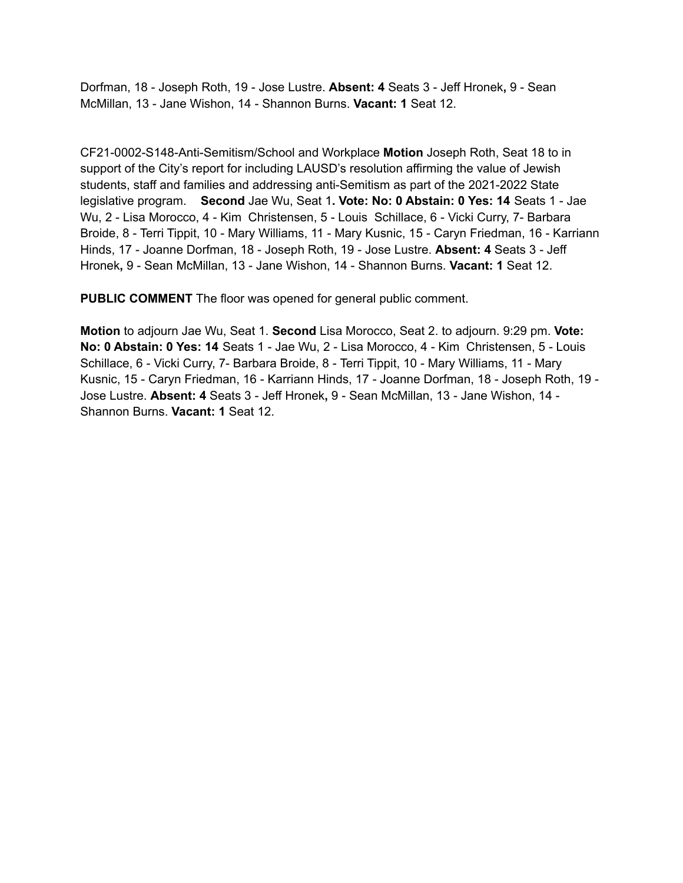Dorfman, 18 - Joseph Roth, 19 - Jose Lustre. **Absent: 4** Seats 3 - Jeff Hronek**,** 9 - Sean McMillan, 13 - Jane Wishon, 14 - Shannon Burns. **Vacant: 1** Seat 12.

CF21-0002-S148-Anti-Semitism/School and Workplace **Motion** Joseph Roth, Seat 18 to in support of the City's report for including LAUSD's resolution affirming the value of Jewish students, staff and families and addressing anti-Semitism as part of the 2021-2022 State legislative program. **Second** Jae Wu, Seat 1**. Vote: No: 0 Abstain: 0 Yes: 14** Seats 1 - Jae Wu, 2 - Lisa Morocco, 4 - Kim Christensen, 5 - Louis Schillace, 6 - Vicki Curry, 7- Barbara Broide, 8 - Terri Tippit, 10 - Mary Williams, 11 - Mary Kusnic, 15 - Caryn Friedman, 16 - Karriann Hinds, 17 - Joanne Dorfman, 18 - Joseph Roth, 19 - Jose Lustre. **Absent: 4** Seats 3 - Jeff Hronek**,** 9 - Sean McMillan, 13 - Jane Wishon, 14 - Shannon Burns. **Vacant: 1** Seat 12.

**PUBLIC COMMENT** The floor was opened for general public comment.

**Motion** to adjourn Jae Wu, Seat 1. **Second** Lisa Morocco, Seat 2. to adjourn. 9:29 pm. **Vote: No: 0 Abstain: 0 Yes: 14** Seats 1 - Jae Wu, 2 - Lisa Morocco, 4 - Kim Christensen, 5 - Louis Schillace, 6 - Vicki Curry, 7- Barbara Broide, 8 - Terri Tippit, 10 - Mary Williams, 11 - Mary Kusnic, 15 - Caryn Friedman, 16 - Karriann Hinds, 17 - Joanne Dorfman, 18 - Joseph Roth, 19 - Jose Lustre. **Absent: 4** Seats 3 - Jeff Hronek**,** 9 - Sean McMillan, 13 - Jane Wishon, 14 - Shannon Burns. **Vacant: 1** Seat 12.